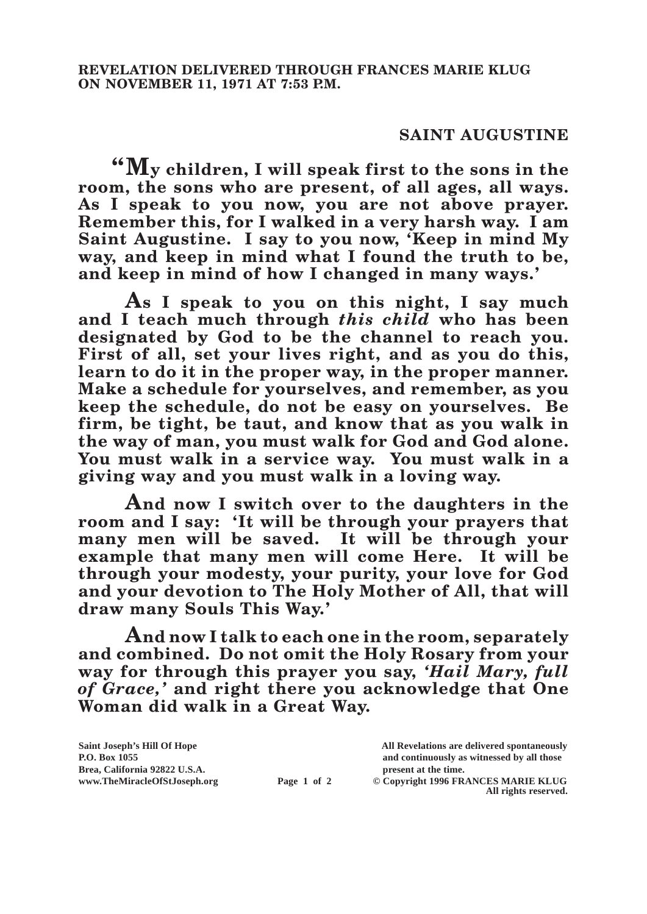**REVELATION DELIVERED THROUGH FRANCES MARIE KLUG ON NOVEMBER 11, 1971 AT 7:53 P.M.**

## SAINT AUGUSTINE

**"My children, I will speak first to the sons in the room, the sons who are present, of all ages, all ways. As I speak to you now, you are not above prayer. Remember this, for I walked in a very harsh way. I am Saint Augustine. I say to you now, 'Keep in mind My way, and keep in mind what I found the truth to be, and keep in mind of how I changed in many ways.'**

**As I speak to you on this night, I say much and I teach much through *this child* who has been designated by God to be the channel to reach you. First of all, set your lives right, and as you do this, learn to do it in the proper way, in the proper manner. Make a schedule for yourselves, and remember, as you keep the schedule, do not be easy on yourselves. Be firm, be tight, be taut, and know that as you walk in the way of man, you must walk for God and God alone. You must walk in a service way. You must walk in a giving way and you must walk in a loving way.**

**And now I switch over to the daughters in the room and I say: 'It will be through your prayers that many men will be saved. It will be through your example that many men will come Here. It will be through your modesty, your purity, your love for God and your devotion to The Holy Mother of All, that will draw many Souls This Way.'**

**And now I talk to each one in the room, separately and combined. Do not omit the Holy Rosary from your way for through this prayer you say, *'Hail Mary, full of Grace,'* and right there you acknowledge that One Woman did walk in a Great Way.**

Saint Joseph's Hill Of Hope
P.O. Box 1055
Brea, California 92822 U.S.A.
www.TheMiracleOfStJoseph.org

All Revelations are delivered spontaneously and continuously as witnessed by all those present at the time.
© Copyright 1996 FRANCES MARIE KLUG
All rights reserved.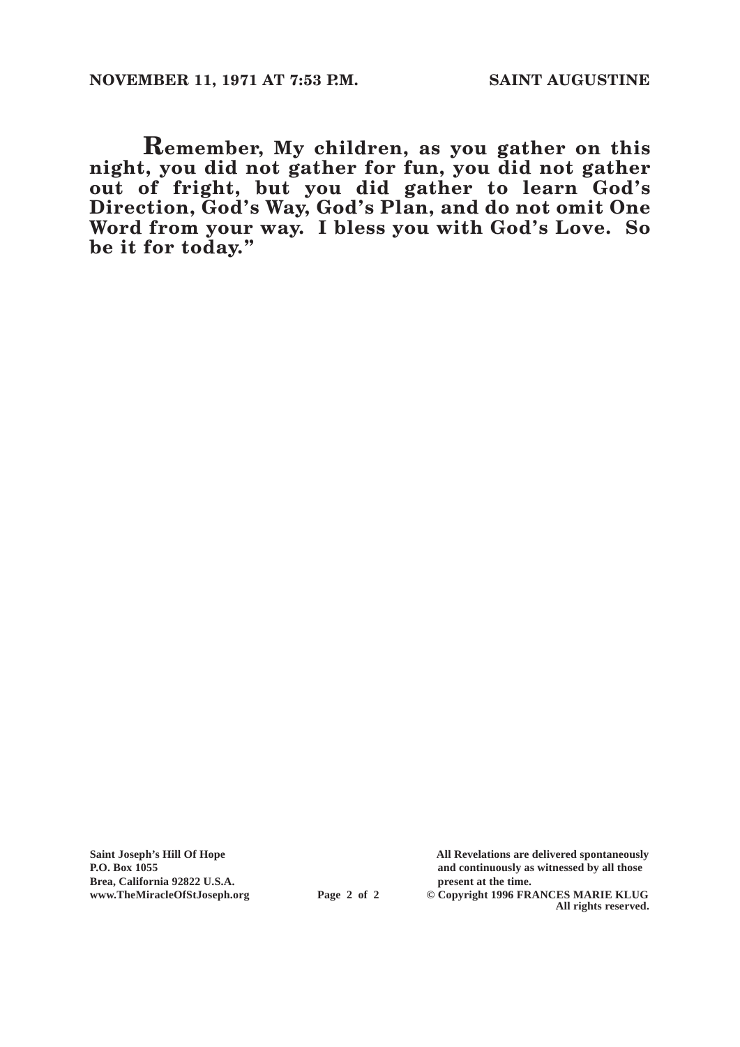**Remember, My children, as you gather on this night, you did not gather for fun, you did not gather out of fright, but you did gather to learn God's Direction, God's Way, God's Plan, and do not omit One Word from your way. I bless you with God's Love. So be it for today."**